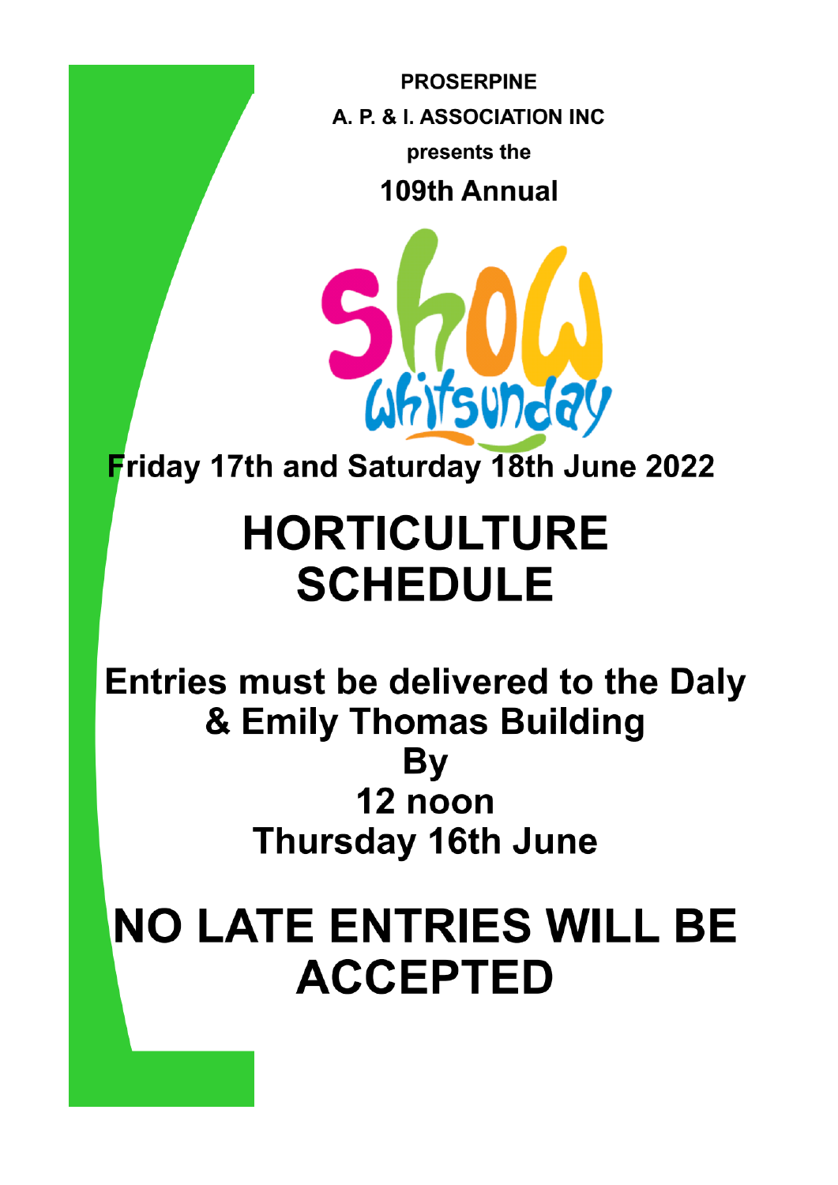**PROSERPINE**

**A. P. & I. ASSOCIATION INC**

**presents the**

**109th Annual**

Show Whitsunday

**Friday 17th and Saturday 18th June 2022**

# HORTICULTURE SCHEDULE

## Entries must be delivered to the Daly & Emily Thomas Building By 12 noon Thursday 16th June

# NO LATE ENTRIES WILL BE ACCEPTED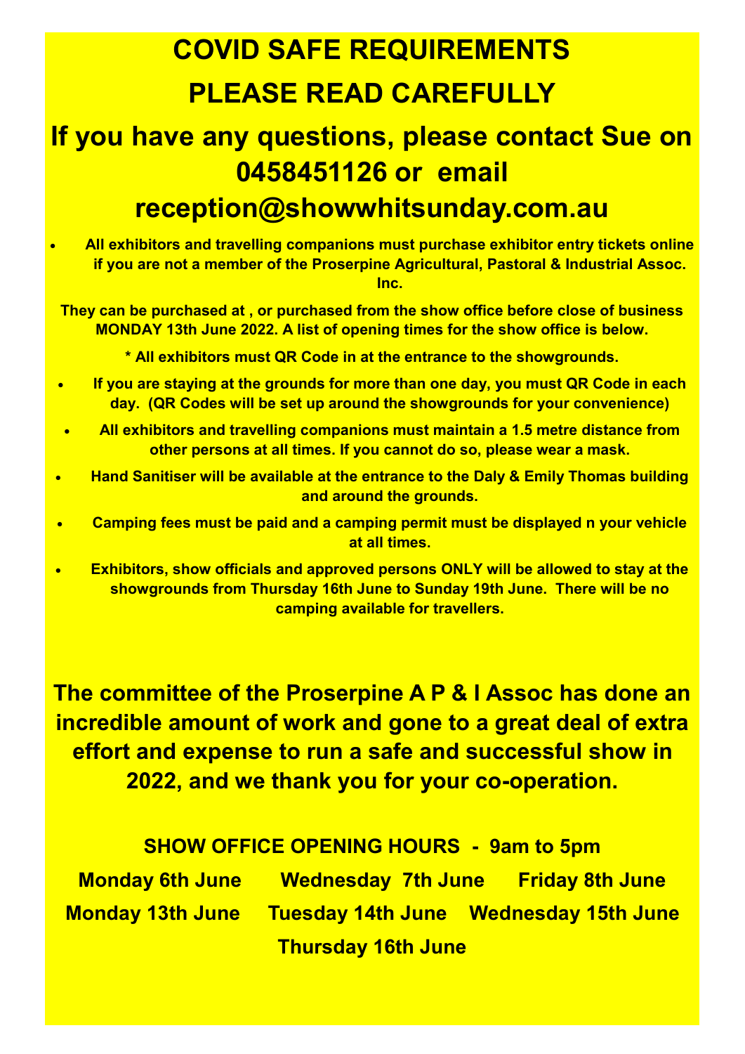# COVID SAFE REQUIREMENTS

# PLEASE READ CAREFULLY

## If you have any questions, please contact Sue on 0458451126 or email reception@showwhitsunday.com.au

- **All exhibitors and travelling companions must purchase exhibitor entry tickets online if you are not a member of the Proserpine Agricultural, Pastoral & Industrial Assoc. Inc.**

**They can be purchased at , or purchased from the show office before close of business MONDAY 13th June 2022. A list of opening times for the show office is below.**

**\* All exhibitors must QR Code in at the entrance to the showgrounds.**

- **If you are staying at the grounds for more than one day, you must QR Code in each day. (QR Codes will be set up around the showgrounds for your convenience)**
- **All exhibitors and travelling companions must maintain a 1.5 metre distance from other persons at all times. If you cannot do so, please wear a mask.**
- **Hand Sanitiser will be available at the entrance to the Daly & Emily Thomas building and around the grounds.**
- **Camping fees must be paid and a camping permit must be displayed n your vehicle at all times.**
- **Exhibitors, show officials and approved persons ONLY will be allowed to stay at the showgrounds from Thursday 16th June to Sunday 19th June. There will be no camping available for travellers.**

**The committee of the Proserpine A P & I Assoc has done an incredible amount of work and gone to a great deal of extra effort and expense to run a safe and successful show in 2022, and we thank you for your co-operation.**

**SHOW OFFICE OPENING HOURS - 9am to 5pm**

**Monday 6th June Wednesday 7th June Friday 8th June**

**Monday 13th June Tuesday 14th June Wednesday 15th June**

**Thursday 16th June**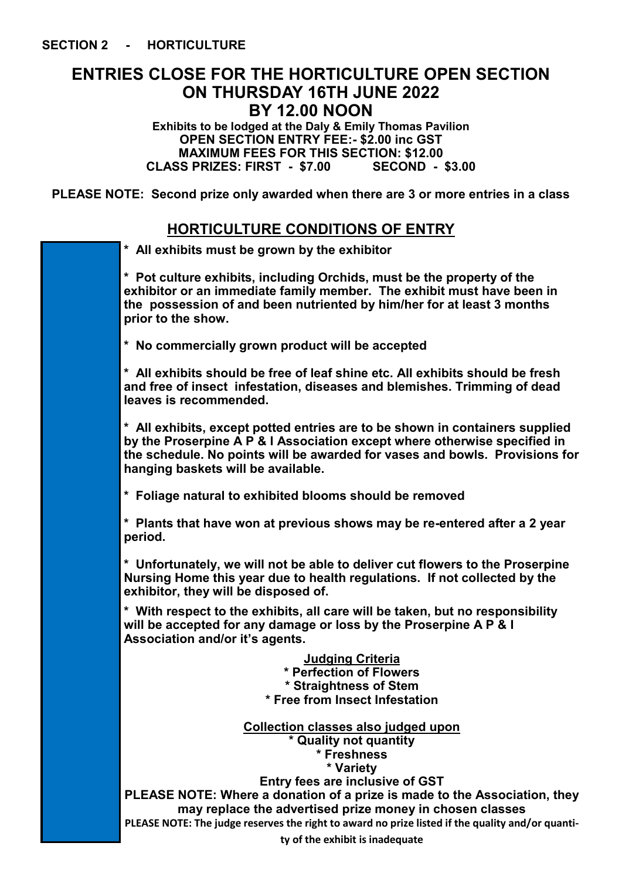**SECTION 2 - HORTICULTURE**

# ENTRIES CLOSE FOR THE HORTICULTURE OPEN SECTION ON THURSDAY 16TH JUNE 2022 BY 12.00 NOON

**Exhibits to be lodged at the Daly & Emily Thomas Pavilion**
**OPEN SECTION ENTRY FEE:- $2.00 inc GST**
**MAXIMUM FEES FOR THIS SECTION: $12.00**
**CLASS PRIZES: FIRST - $7.00 SECOND - $3.00**

**PLEASE NOTE: Second prize only awarded when there are 3 or more entries in a class**

## HORTICULTURE CONDITIONS OF ENTRY

* All exhibits must be grown by the exhibitor

* Pot culture exhibits, including Orchids, must be the property of the exhibitor or an immediate family member. The exhibit must have been in the possession of and been nutriented by him/her for at least 3 months prior to the show.

* No commercially grown product will be accepted

* All exhibits should be free of leaf shine etc. All exhibits should be fresh and free of insect infestation, diseases and blemishes. Trimming of dead leaves is recommended.

* All exhibits, except potted entries are to be shown in containers supplied by the Proserpine A P & I Association except where otherwise specified in the schedule. No points will be awarded for vases and bowls. Provisions for hanging baskets will be available.

* Foliage natural to exhibited blooms should be removed

* Plants that have won at previous shows may be re-entered after a 2 year period.

* Unfortunately, we will not be able to deliver cut flowers to the Proserpine Nursing Home this year due to health regulations. If not collected by the exhibitor, they will be disposed of.

* With respect to the exhibits, all care will be taken, but no responsibility will be accepted for any damage or loss by the Proserpine A P & I Association and/or it's agents.

**Judging Criteria**
* Perfection of Flowers
* Straightness of Stem
* Free from Insect Infestation

**Collection classes also judged upon**
* Quality not quantity
* Freshness
* Variety

**Entry fees are inclusive of GST**

**PLEASE NOTE: Where a donation of a prize is made to the Association, they may replace the advertised prize money in chosen classes**

**PLEASE NOTE: The judge reserves the right to award no prize listed if the quality and/or quantity of the exhibit is inadequate**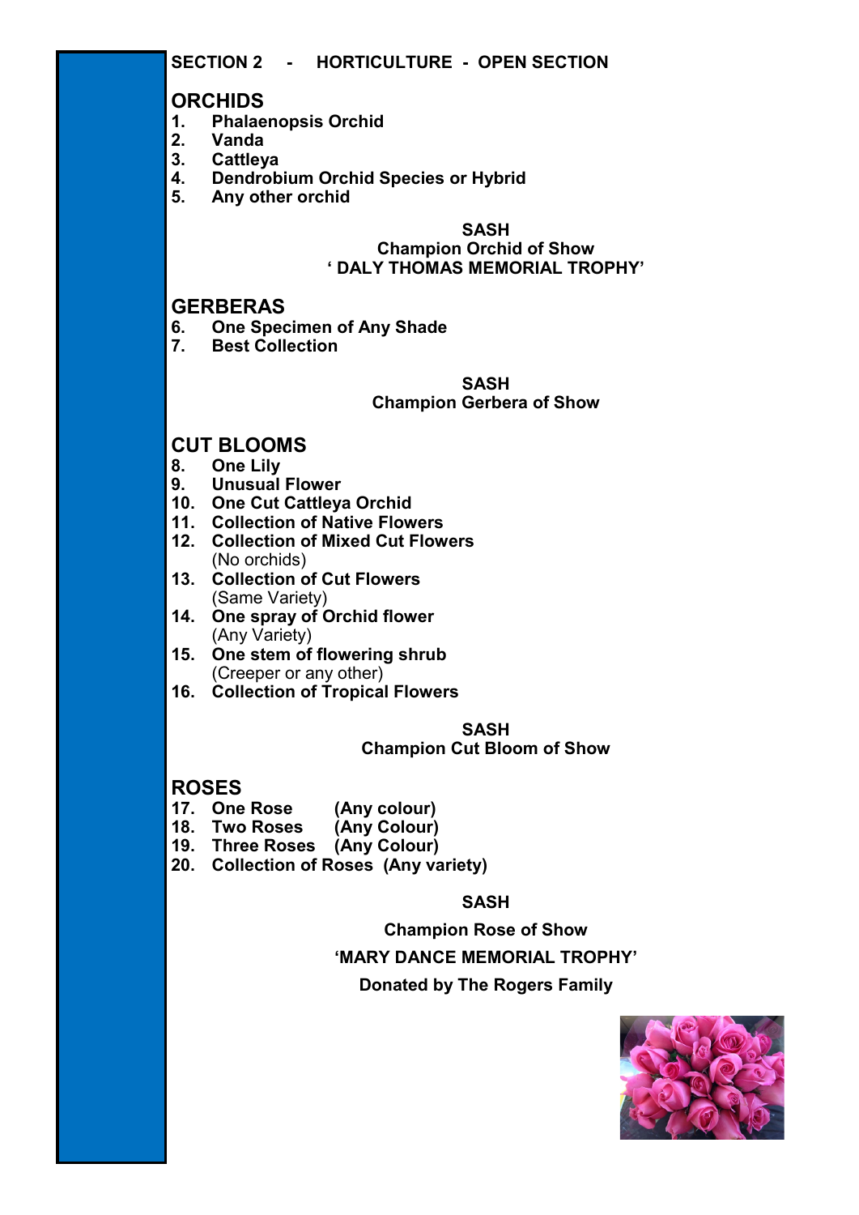## SECTION 2 - HORTICULTURE - OPEN SECTION

### ORCHIDS

1. **Phalaenopsis Orchid**
2. **Vanda**
3. **Cattleya**
4. **Dendrobium Orchid Species or Hybrid**
5. **Any other orchid**

**SASH**
**Champion Orchid of Show**
**' DALY THOMAS MEMORIAL TROPHY'**

### GERBERAS

6. **One Specimen of Any Shade**
7. **Best Collection**

**SASH**
**Champion Gerbera of Show**

### CUT BLOOMS

8. **One Lily**
9. **Unusual Flower**
10. **One Cut Cattleya Orchid**
11. **Collection of Native Flowers**
12. **Collection of Mixed Cut Flowers** (No orchids)
13. **Collection of Cut Flowers** (Same Variety)
14. **One spray of Orchid flower** (Any Variety)
15. **One stem of flowering shrub** (Creeper or any other)
16. **Collection of Tropical Flowers**

**SASH**
**Champion Cut Bloom of Show**

### ROSES

17. **One Rose (Any colour)**
18. **Two Roses (Any Colour)**
19. **Three Roses (Any Colour)**
20. **Collection of Roses (Any variety)**

**SASH**

**Champion Rose of Show**

**'MARY DANCE MEMORIAL TROPHY'**

**Donated by The Rogers Family**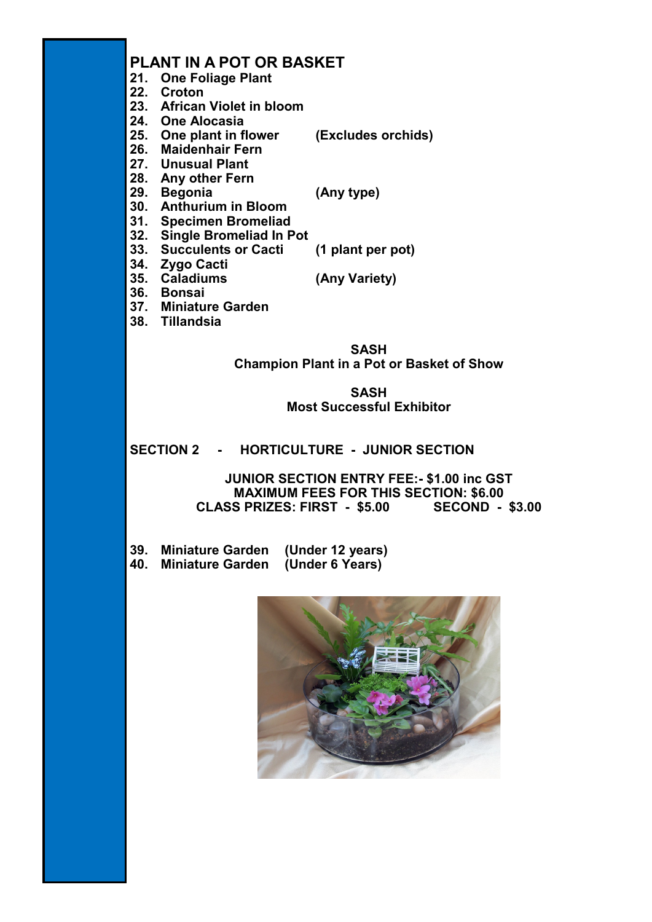## PLANT IN A POT OR BASKET

21. One Foliage Plant
22. Croton
23. African Violet in bloom
24. One Alocasia
25. One plant in flower (Excludes orchids)
26. Maidenhair Fern
27. Unusual Plant
28. Any other Fern
29. Begonia (Any type)
30. Anthurium in Bloom
31. Specimen Bromeliad
32. Single Bromeliad In Pot
33. Succulents or Cacti (1 plant per pot)
34. Zygo Cacti
35. Caladiums (Any Variety)
36. Bonsai
37. Miniature Garden
38. Tillandsia

**SASH**
**Champion Plant in a Pot or Basket of Show**

**SASH**
**Most Successful Exhibitor**

## SECTION 2 - HORTICULTURE - JUNIOR SECTION

**JUNIOR SECTION ENTRY FEE:- $1.00 inc GST**
**MAXIMUM FEES FOR THIS SECTION: $6.00**
**CLASS PRIZES: FIRST - $5.00 SECOND - $3.00**

39. Miniature Garden (Under 12 years)
40. Miniature Garden (Under 6 Years)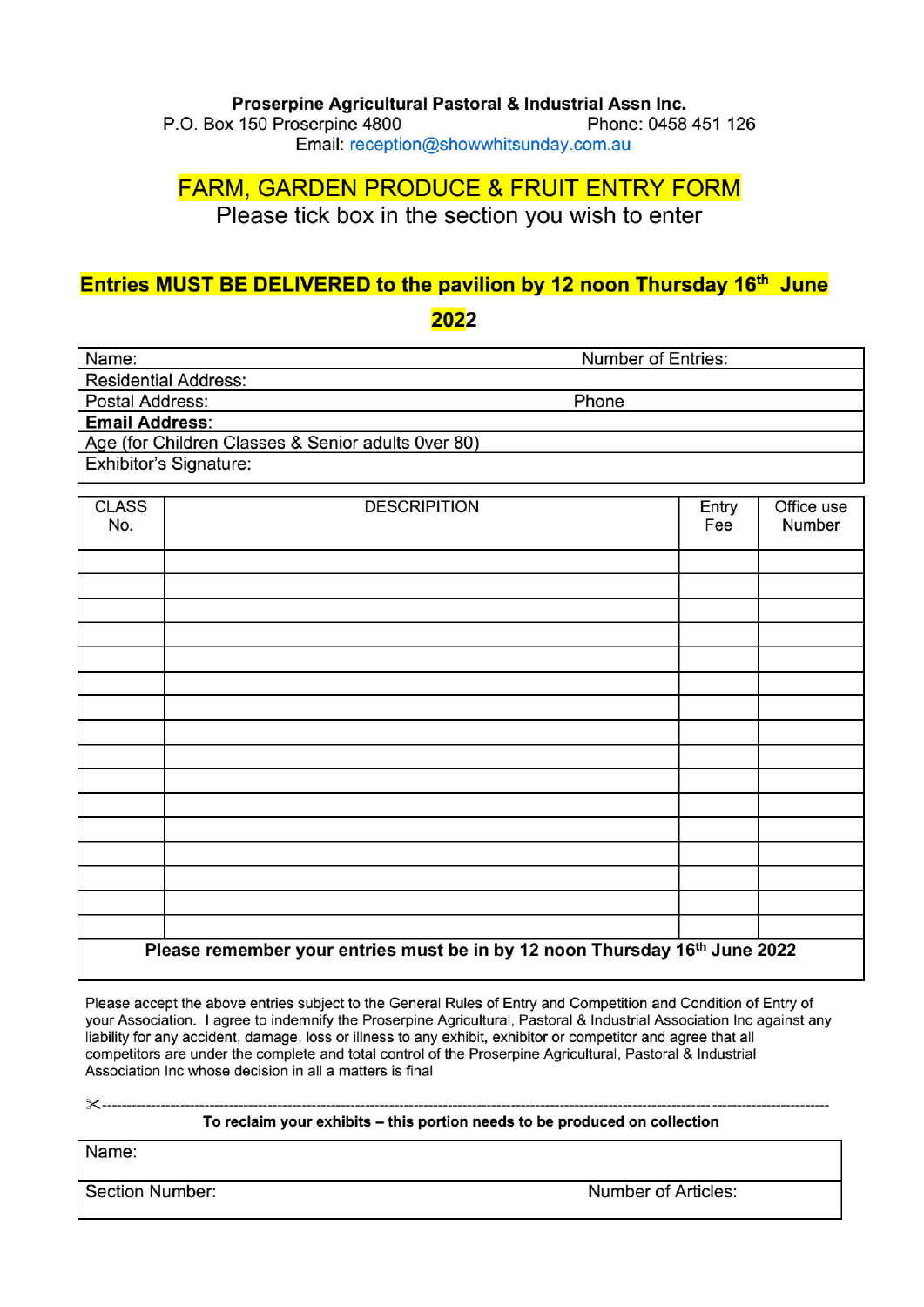**Proserpine Agricultural Pastoral & Industrial Assn Inc.**
P.O. Box 150 Proserpine 4800 Phone: 0458 451 126
Email: reception@showwhitsunday.com.au

# FARM, GARDEN PRODUCE & FRUIT ENTRY FORM

Please tick box in the section you wish to enter

**Entries MUST BE DELIVERED to the pavilion by 12 noon Thursday 16th June 2022**

| | |
|---|---|
| Name: | Number of Entries: |
| Residential Address: | |
| Postal Address: | Phone |
| **Email Address**: | |
| Age (for Children Classes & Senior adults 0ver 80) | |
| Exhibitor's Signature: | |

| CLASS No. | DESCRIPITION | Entry Fee | Office use Number |
|---|---|---|---|
| | | | |
| | | | |
| | | | |
| | | | |
| | | | |
| | | | |
| | | | |
| | | | |
| | | | |
| | | | |
| | | | |
| | | | |
| | | | |
| | | | |
| | | | |
| | | | |
| **Please remember your entries must be in by 12 noon Thursday 16th June 2022** | | | |

Please accept the above entries subject to the General Rules of Entry and Competition and Condition of Entry of your Association. I agree to indemnify the Proserpine Agricultural, Pastoral & Industrial Association Inc against any liability for any accident, damage, loss or illness to any exhibit, exhibitor or competitor and agree that all competitors are under the complete and total control of the Proserpine Agricultural, Pastoral & Industrial Association Inc whose decision in all a matters is final

✂-------------------------------------------------------------------------------------------------------------------------------------

**To reclaim your exhibits – this portion needs to be produced on collection**

| | |
|---|---|
| Name: | |
| Section Number: | Number of Articles: |